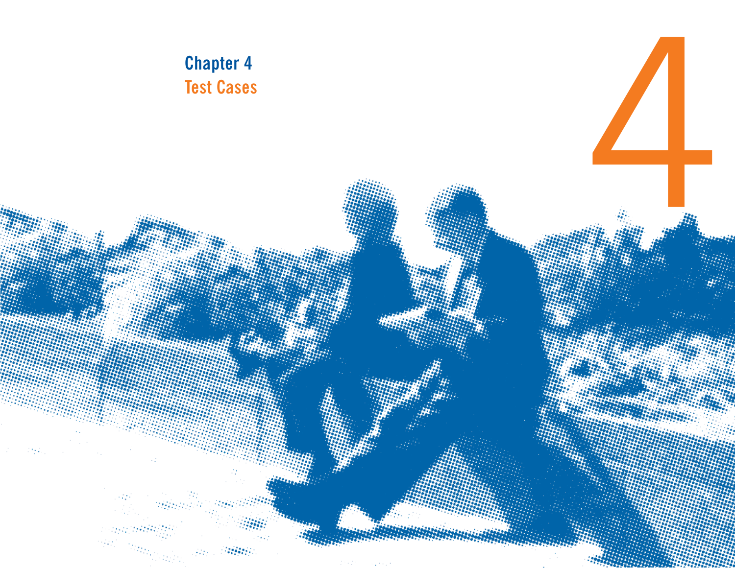# Chapter 4
## Test Cases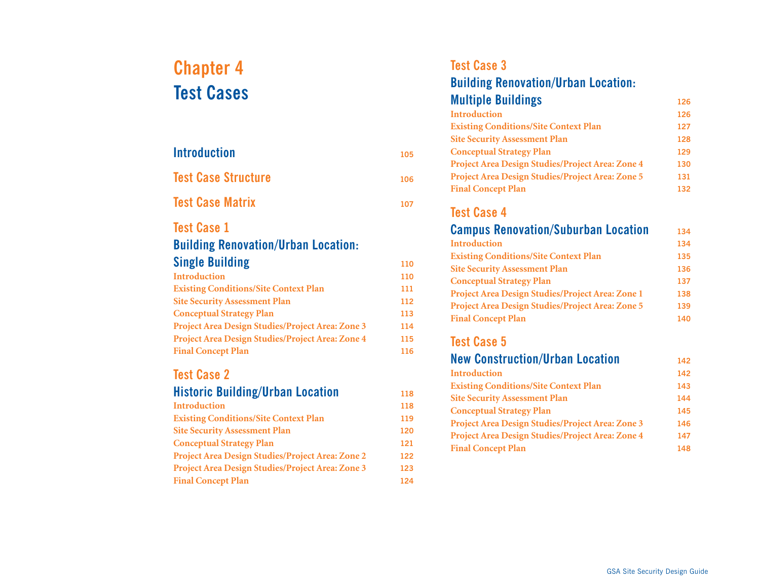# Chapter 4
# Test Cases

Introduction 105

Test Case Structure 106

Test Case Matrix 107

## Test Case 1
## Building Renovation/Urban Location: Single Building 110

- Introduction 110
- Existing Conditions/Site Context Plan 111
- Site Security Assessment Plan 112
- Conceptual Strategy Plan 113
- Project Area Design Studies/Project Area: Zone 3 114
- Project Area Design Studies/Project Area: Zone 4 115
- Final Concept Plan 116

## Test Case 2
## Historic Building/Urban Location 118

- Introduction 118
- Existing Conditions/Site Context Plan 119
- Site Security Assessment Plan 120
- Conceptual Strategy Plan 121
- Project Area Design Studies/Project Area: Zone 2 122
- Project Area Design Studies/Project Area: Zone 3 123
- Final Concept Plan 124

## Test Case 3
## Building Renovation/Urban Location: Multiple Buildings 126

- Introduction 126
- Existing Conditions/Site Context Plan 127
- Site Security Assessment Plan 128
- Conceptual Strategy Plan 129
- Project Area Design Studies/Project Area: Zone 4 130
- Project Area Design Studies/Project Area: Zone 5 131
- Final Concept Plan 132

## Test Case 4
## Campus Renovation/Suburban Location 134

- Introduction 134
- Existing Conditions/Site Context Plan 135
- Site Security Assessment Plan 136
- Conceptual Strategy Plan 137
- Project Area Design Studies/Project Area: Zone 1 138
- Project Area Design Studies/Project Area: Zone 5 139
- Final Concept Plan 140

## Test Case 5
## New Construction/Urban Location 142

- Introduction 142
- Existing Conditions/Site Context Plan 143
- Site Security Assessment Plan 144
- Conceptual Strategy Plan 145
- Project Area Design Studies/Project Area: Zone 3 146
- Project Area Design Studies/Project Area: Zone 4 147
- Final Concept Plan 148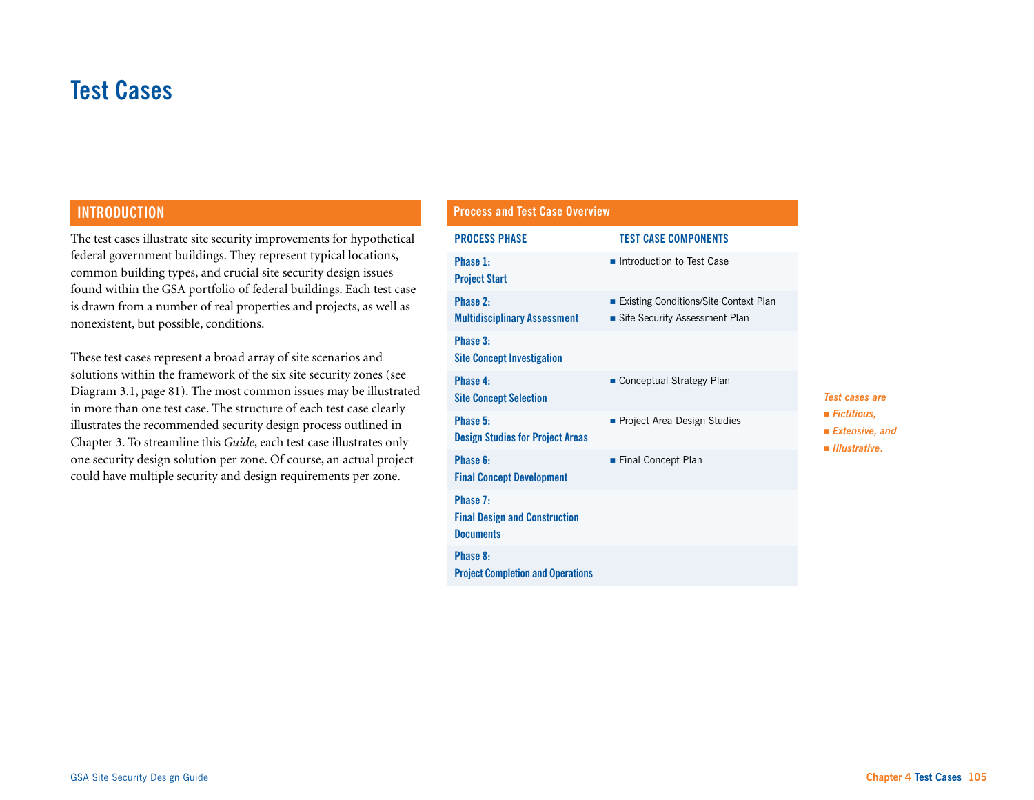# Test Cases

## INTRODUCTION

The test cases illustrate site security improvements for hypothetical federal government buildings. They represent typical locations, common building types, and crucial site security design issues found within the GSA portfolio of federal buildings. Each test case is drawn from a number of real properties and projects, as well as nonexistent, but possible, conditions.

These test cases represent a broad array of site scenarios and solutions within the framework of the six site security zones (see Diagram 3.1, page 81). The most common issues may be illustrated in more than one test case. The structure of each test case clearly illustrates the recommended security design process outlined in Chapter 3. To streamline this *Guide*, each test case illustrates only one security design solution per zone. Of course, an actual project could have multiple security and design requirements per zone.

**Process and Test Case Overview**

| PROCESS PHASE | TEST CASE COMPONENTS |
|---|---|
| **Phase 1: Project Start** | ■ Introduction to Test Case |
| **Phase 2: Multidisciplinary Assessment** | ■ Existing Conditions/Site Context Plan<br>■ Site Security Assessment Plan |
| **Phase 3: Site Concept Investigation** | |
| **Phase 4: Site Concept Selection** | ■ Conceptual Strategy Plan |
| **Phase 5: Design Studies for Project Areas** | ■ Project Area Design Studies |
| **Phase 6: Final Concept Development** | ■ Final Concept Plan |
| **Phase 7: Final Design and Construction Documents** | |
| **Phase 8: Project Completion and Operations** | |

*Test cases are*

- *Fictitious,*
- *Extensive, and*
- *Illustrative.*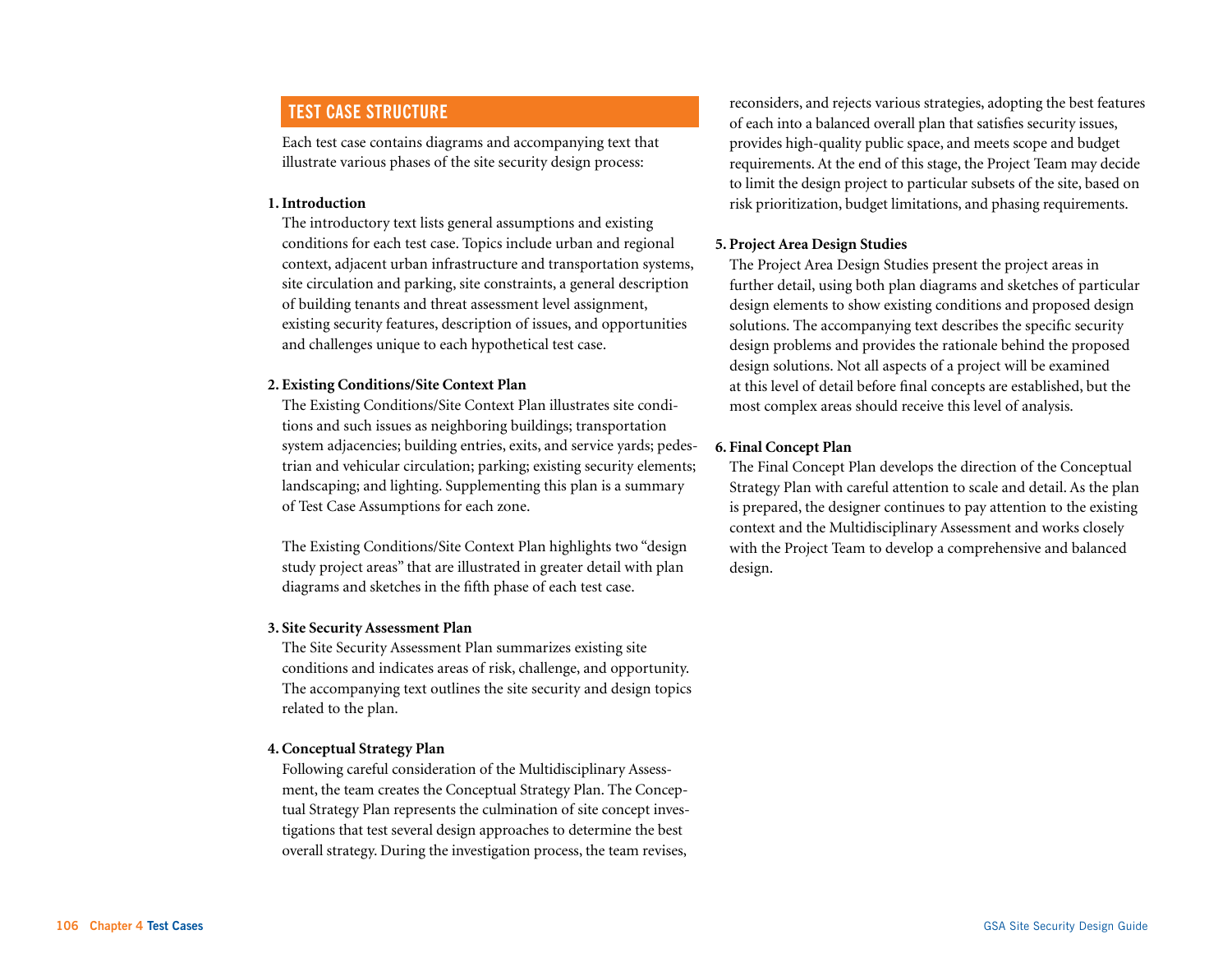## TEST CASE STRUCTURE

Each test case contains diagrams and accompanying text that illustrate various phases of the site security design process:

**1. Introduction**

The introductory text lists general assumptions and existing conditions for each test case. Topics include urban and regional context, adjacent urban infrastructure and transportation systems, site circulation and parking, site constraints, a general description of building tenants and threat assessment level assignment, existing security features, description of issues, and opportunities and challenges unique to each hypothetical test case.

**2. Existing Conditions/Site Context Plan**

The Existing Conditions/Site Context Plan illustrates site conditions and such issues as neighboring buildings; transportation system adjacencies; building entries, exits, and service yards; pedestrian and vehicular circulation; parking; existing security elements; landscaping; and lighting. Supplementing this plan is a summary of Test Case Assumptions for each zone.

The Existing Conditions/Site Context Plan highlights two "design study project areas" that are illustrated in greater detail with plan diagrams and sketches in the fifth phase of each test case.

**3. Site Security Assessment Plan**

The Site Security Assessment Plan summarizes existing site conditions and indicates areas of risk, challenge, and opportunity. The accompanying text outlines the site security and design topics related to the plan.

**4. Conceptual Strategy Plan**

Following careful consideration of the Multidisciplinary Assessment, the team creates the Conceptual Strategy Plan. The Conceptual Strategy Plan represents the culmination of site concept investigations that test several design approaches to determine the best overall strategy. During the investigation process, the team revises, reconsiders, and rejects various strategies, adopting the best features of each into a balanced overall plan that satisfies security issues, provides high-quality public space, and meets scope and budget requirements. At the end of this stage, the Project Team may decide to limit the design project to particular subsets of the site, based on risk prioritization, budget limitations, and phasing requirements.

**5. Project Area Design Studies**

The Project Area Design Studies present the project areas in further detail, using both plan diagrams and sketches of particular design elements to show existing conditions and proposed design solutions. The accompanying text describes the specific security design problems and provides the rationale behind the proposed design solutions. Not all aspects of a project will be examined at this level of detail before final concepts are established, but the most complex areas should receive this level of analysis.

**6. Final Concept Plan**

The Final Concept Plan develops the direction of the Conceptual Strategy Plan with careful attention to scale and detail. As the plan is prepared, the designer continues to pay attention to the existing context and the Multidisciplinary Assessment and works closely with the Project Team to develop a comprehensive and balanced design.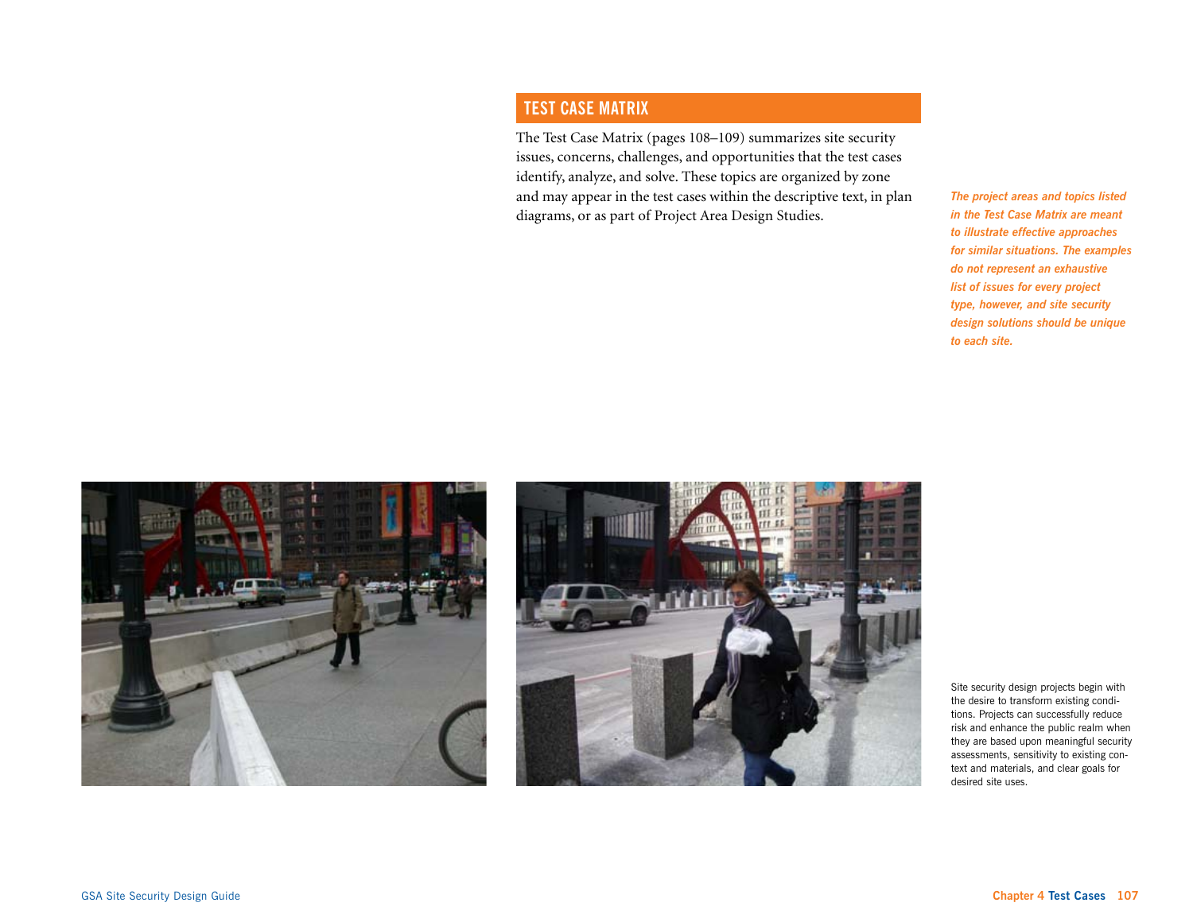## TEST CASE MATRIX

The Test Case Matrix (pages 108–109) summarizes site security issues, concerns, challenges, and opportunities that the test cases identify, analyze, and solve. These topics are organized by zone and may appear in the test cases within the descriptive text, in plan diagrams, or as part of Project Area Design Studies.

***The project areas and topics listed in the Test Case Matrix are meant to illustrate effective approaches for similar situations. The examples do not represent an exhaustive list of issues for every project type, however, and site security design solutions should be unique to each site.***

Site security design projects begin with the desire to transform existing conditions. Projects can successfully reduce risk and enhance the public realm when they are based upon meaningful security assessments, sensitivity to existing context and materials, and clear goals for desired site uses.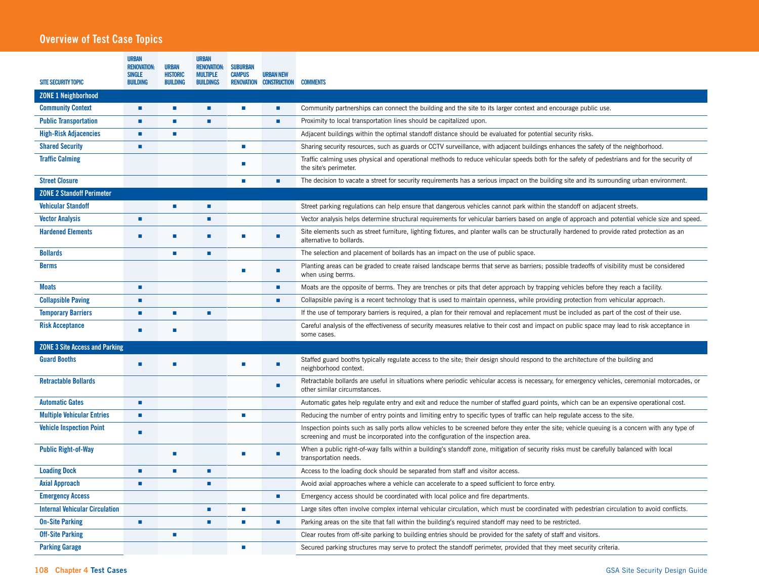## Overview of Test Case Topics

| SITE SECURITY TOPIC | URBAN RENOVATION: SINGLE BUILDING | URBAN HISTORIC BUILDING | URBAN RENOVATION: MULTIPLE BUILDINGS | SUBURBAN CAMPUS RENOVATION | URBAN NEW CONSTRUCTION | COMMENTS |
|---|---|---|---|---|---|---|
| **ZONE 1 Neighborhood** | | | | | | |
| **Community Context** | ■ | ■ | ■ | ■ | ■ | Community partnerships can connect the building and the site to its larger context and encourage public use. |
| **Public Transportation** | ■ | ■ | ■ | | ■ | Proximity to local transportation lines should be capitalized upon. |
| **High-Risk Adjacencies** | ■ | ■ | | | | Adjacent buildings within the optimal standoff distance should be evaluated for potential security risks. |
| **Shared Security** | ■ | | | ■ | | Sharing security resources, such as guards or CCTV surveillance, with adjacent buildings enhances the safety of the neighborhood. |
| **Traffic Calming** | | | | ■ | | Traffic calming uses physical and operational methods to reduce vehicular speeds both for the safety of pedestrians and for the security of the site's perimeter. |
| **Street Closure** | | | | ■ | ■ | The decision to vacate a street for security requirements has a serious impact on the building site and its surrounding urban environment. |
| **ZONE 2 Standoff Perimeter** | | | | | | |
| **Vehicular Standoff** | | ■ | ■ | | | Street parking regulations can help ensure that dangerous vehicles cannot park within the standoff on adjacent streets. |
| **Vector Analysis** | ■ | | ■ | | | Vector analysis helps determine structural requirements for vehicular barriers based on angle of approach and potential vehicle size and speed. |
| **Hardened Elements** | ■ | ■ | ■ | ■ | ■ | Site elements such as street furniture, lighting fixtures, and planter walls can be structurally hardened to provide rated protection as an alternative to bollards. |
| **Bollards** | | ■ | ■ | | | The selection and placement of bollards has an impact on the use of public space. |
| **Berms** | | | | ■ | ■ | Planting areas can be graded to create raised landscape berms that serve as barriers; possible tradeoffs of visibility must be considered when using berms. |
| **Moats** | ■ | | | | ■ | Moats are the opposite of berms. They are trenches or pits that deter approach by trapping vehicles before they reach a facility. |
| **Collapsible Paving** | ■ | | | | ■ | Collapsible paving is a recent technology that is used to maintain openness, while providing protection from vehicular approach. |
| **Temporary Barriers** | ■ | ■ | ■ | | | If the use of temporary barriers is required, a plan for their removal and replacement must be included as part of the cost of their use. |
| **Risk Acceptance** | ■ | ■ | | | | Careful analysis of the effectiveness of security measures relative to their cost and impact on public space may lead to risk acceptance in some cases. |
| **ZONE 3 Site Access and Parking** | | | | | | |
| **Guard Booths** | ■ | ■ | | ■ | ■ | Staffed guard booths typically regulate access to the site; their design should respond to the architecture of the building and neighborhood context. |
| **Retractable Bollards** | | | | | ■ | Retractable bollards are useful in situations where periodic vehicular access is necessary, for emergency vehicles, ceremonial motorcades, or other similar circumstances. |
| **Automatic Gates** | ■ | | | | | Automatic gates help regulate entry and exit and reduce the number of staffed guard points, which can be an expensive operational cost. |
| **Multiple Vehicular Entries** | ■ | | | ■ | | Reducing the number of entry points and limiting entry to specific types of traffic can help regulate access to the site. |
| **Vehicle Inspection Point** | ■ | | | | | Inspection points such as sally ports allow vehicles to be screened before they enter the site; vehicle queuing is a concern with any type of screening and must be incorporated into the configuration of the inspection area. |
| **Public Right-of-Way** | | ■ | | ■ | ■ | When a public right-of-way falls within a building's standoff zone, mitigation of security risks must be carefully balanced with local transportation needs. |
| **Loading Dock** | ■ | ■ | ■ | | | Access to the loading dock should be separated from staff and visitor access. |
| **Axial Approach** | ■ | | ■ | | | Avoid axial approaches where a vehicle can accelerate to a speed sufficient to force entry. |
| **Emergency Access** | | | | | ■ | Emergency access should be coordinated with local police and fire departments. |
| **Internal Vehicular Circulation** | | | ■ | ■ | | Large sites often involve complex internal vehicular circulation, which must be coordinated with pedestrian circulation to avoid conflicts. |
| **On-Site Parking** | ■ | | ■ | ■ | ■ | Parking areas on the site that fall within the building's required standoff may need to be restricted. |
| **Off-Site Parking** | | ■ | | | | Clear routes from off-site parking to building entries should be provided for the safety of staff and visitors. |
| **Parking Garage** | | | | ■ | | Secured parking structures may serve to protect the standoff perimeter, provided that they meet security criteria. |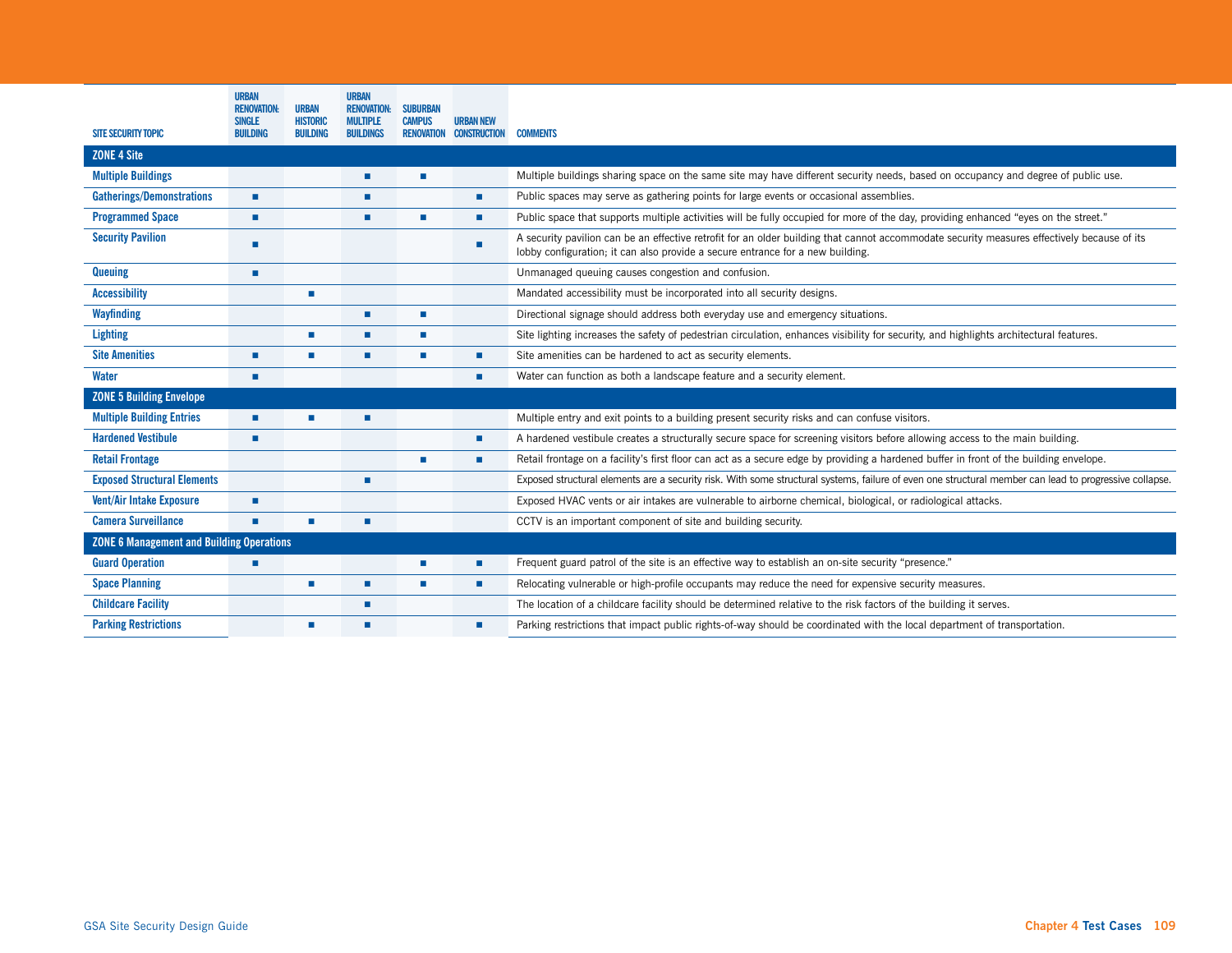| SITE SECURITY TOPIC | URBAN RENOVATION: SINGLE BUILDING | URBAN HISTORIC BUILDING | URBAN RENOVATION: MULTIPLE BUILDINGS | SUBURBAN CAMPUS RENOVATION | URBAN NEW CONSTRUCTION | COMMENTS |
|---|---|---|---|---|---|---|
| **ZONE 4 Site** | | | | | | |
| Multiple Buildings | | | ■ | ■ | | Multiple buildings sharing space on the same site may have different security needs, based on occupancy and degree of public use. |
| Gatherings/Demonstrations | ■ | | ■ | | ■ | Public spaces may serve as gathering points for large events or occasional assemblies. |
| Programmed Space | ■ | | ■ | ■ | ■ | Public space that supports multiple activities will be fully occupied for more of the day, providing enhanced "eyes on the street." |
| Security Pavilion | ■ | | | | ■ | A security pavilion can be an effective retrofit for an older building that cannot accommodate security measures effectively because of its lobby configuration; it can also provide a secure entrance for a new building. |
| Queuing | ■ | | | | | Unmanaged queuing causes congestion and confusion. |
| Accessibility | | ■ | | | | Mandated accessibility must be incorporated into all security designs. |
| Wayfinding | | | ■ | ■ | | Directional signage should address both everyday use and emergency situations. |
| Lighting | | ■ | ■ | ■ | | Site lighting increases the safety of pedestrian circulation, enhances visibility for security, and highlights architectural features. |
| Site Amenities | ■ | ■ | ■ | ■ | ■ | Site amenities can be hardened to act as security elements. |
| Water | ■ | | | | ■ | Water can function as both a landscape feature and a security element. |
| **ZONE 5 Building Envelope** | | | | | | |
| Multiple Building Entries | ■ | ■ | ■ | | | Multiple entry and exit points to a building present security risks and can confuse visitors. |
| Hardened Vestibule | ■ | | | | ■ | A hardened vestibule creates a structurally secure space for screening visitors before allowing access to the main building. |
| Retail Frontage | | | | ■ | ■ | Retail frontage on a facility's first floor can act as a secure edge by providing a hardened buffer in front of the building envelope. |
| Exposed Structural Elements | | | ■ | | | Exposed structural elements are a security risk. With some structural systems, failure of even one structural member can lead to progressive collapse. |
| Vent/Air Intake Exposure | ■ | | | | | Exposed HVAC vents or air intakes are vulnerable to airborne chemical, biological, or radiological attacks. |
| Camera Surveillance | ■ | ■ | ■ | | | CCTV is an important component of site and building security. |
| **ZONE 6 Management and Building Operations** | | | | | | |
| Guard Operation | ■ | | | ■ | ■ | Frequent guard patrol of the site is an effective way to establish an on-site security "presence." |
| Space Planning | | ■ | ■ | ■ | ■ | Relocating vulnerable or high-profile occupants may reduce the need for expensive security measures. |
| Childcare Facility | | | ■ | | | The location of a childcare facility should be determined relative to the risk factors of the building it serves. |
| Parking Restrictions | | ■ | ■ | | ■ | Parking restrictions that impact public rights-of-way should be coordinated with the local department of transportation. |